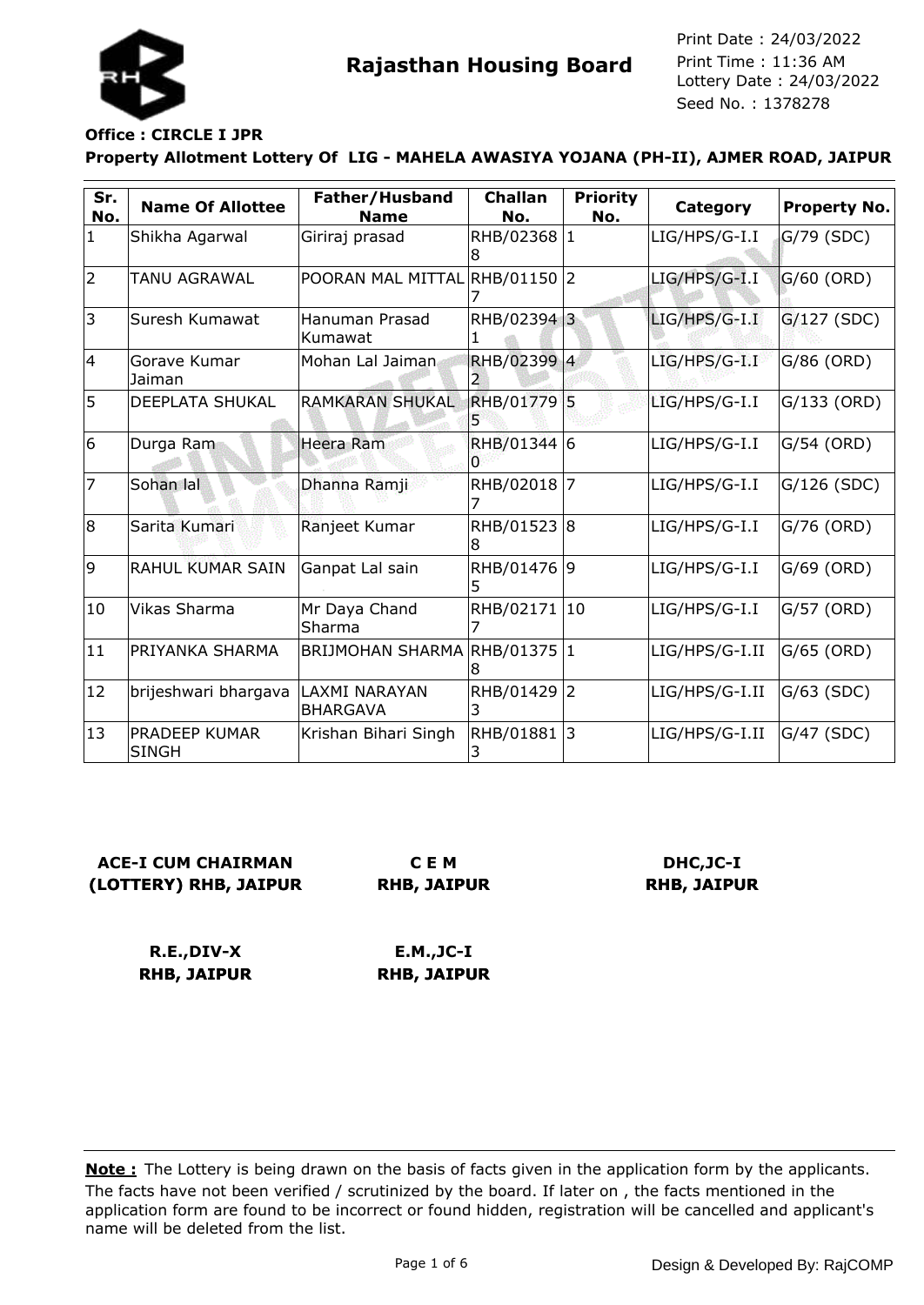# Rajasthan Housing Board

Print Date : 24/03/2022
Print Time : 11:36 AM
Lottery Date : 24/03/2022
Seed No. : 1378278

**Office : CIRCLE I JPR**

**Property Allotment Lottery Of LIG - MAHELA AWASIYA YOJANA (PH-II), AJMER ROAD, JAIPUR**

| Sr. No. | Name Of Allottee | Father/Husband Name | Challan No. | Priority No. | Category | Property No. |
|---|---|---|---|---|---|---|
| 1 | Shikha Agarwal | Giriraj prasad | RHB/023688 | 1 | LIG/HPS/G-I.I | G/79 (SDC) |
| 2 | TANU AGRAWAL | POORAN MAL MITTAL | RHB/011507 | 2 | LIG/HPS/G-I.I | G/60 (ORD) |
| 3 | Suresh Kumawat | Hanuman Prasad Kumawat | RHB/023941 | 3 | LIG/HPS/G-I.I | G/127 (SDC) |
| 4 | Gorave Kumar Jaiman | Mohan Lal Jaiman | RHB/023992 | 4 | LIG/HPS/G-I.I | G/86 (ORD) |
| 5 | DEEPLATA SHUKAL | RAMKARAN SHUKAL | RHB/017795 | 5 | LIG/HPS/G-I.I | G/133 (ORD) |
| 6 | Durga Ram | Heera Ram | RHB/013440 | 6 | LIG/HPS/G-I.I | G/54 (ORD) |
| 7 | Sohan lal | Dhanna Ramji | RHB/020187 | 7 | LIG/HPS/G-I.I | G/126 (SDC) |
| 8 | Sarita Kumari | Ranjeet Kumar | RHB/015238 | 8 | LIG/HPS/G-I.I | G/76 (ORD) |
| 9 | RAHUL KUMAR SAIN | Ganpat Lal sain | RHB/014765 | 9 | LIG/HPS/G-I.I | G/69 (ORD) |
| 10 | Vikas Sharma | Mr Daya Chand Sharma | RHB/021717 | 10 | LIG/HPS/G-I.I | G/57 (ORD) |
| 11 | PRIYANKA SHARMA | BRIJMOHAN SHARMA | RHB/013758 | 1 | LIG/HPS/G-I.II | G/65 (ORD) |
| 12 | brijeshwari bhargava | LAXMI NARAYAN BHARGAVA | RHB/014293 | 2 | LIG/HPS/G-I.II | G/63 (SDC) |
| 13 | PRADEEP KUMAR SINGH | Krishan Bihari Singh | RHB/018813 | 3 | LIG/HPS/G-I.II | G/47 (SDC) |

**ACE-I CUM CHAIRMAN (LOTTERY) RHB, JAIPUR**

**C E M RHB, JAIPUR**

**DHC,JC-I RHB, JAIPUR**

**R.E.,DIV-X RHB, JAIPUR**

**E.M.,JC-I RHB, JAIPUR**

**Note :** The Lottery is being drawn on the basis of facts given in the application form by the applicants. The facts have not been verified / scrutinized by the board. If later on , the facts mentioned in the application form are found to be incorrect or found hidden, registration will be cancelled and applicant's name will be deleted from the list.

Design & Developed By: RajCOMP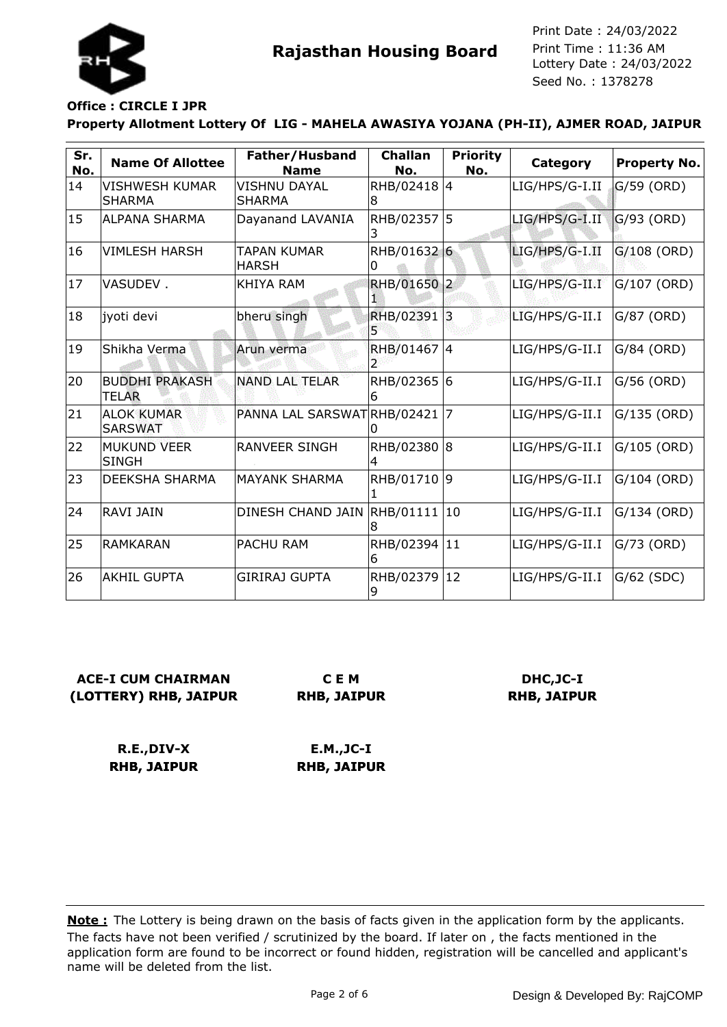**Rajasthan Housing Board**

Print Date : 24/03/2022
Print Time : 11:36 AM
Lottery Date : 24/03/2022
Seed No. : 1378278

**Office : CIRCLE I JPR**

**Property Allotment Lottery Of LIG - MAHELA AWASIYA YOJANA (PH-II), AJMER ROAD, JAIPUR**

| Sr. No. | Name Of Allottee | Father/Husband Name | Challan No. | Priority No. | Category | Property No. |
|---|---|---|---|---|---|---|
| 14 | VISHWESH KUMAR SHARMA | VISHNU DAYAL SHARMA | RHB/024188 | 4 | LIG/HPS/G-I.II | G/59 (ORD) |
| 15 | ALPANA SHARMA | Dayanand LAVANIA | RHB/023573 | 5 | LIG/HPS/G-I.II | G/93 (ORD) |
| 16 | VIMLESH HARSH | TAPAN KUMAR HARSH | RHB/016320 | 6 | LIG/HPS/G-I.II | G/108 (ORD) |
| 17 | VASUDEV . | KHIYA RAM | RHB/016501 | 2 | LIG/HPS/G-II.I | G/107 (ORD) |
| 18 | jyoti devi | bheru singh | RHB/023915 | 3 | LIG/HPS/G-II.I | G/87 (ORD) |
| 19 | Shikha Verma | Arun verma | RHB/014672 | 4 | LIG/HPS/G-II.I | G/84 (ORD) |
| 20 | BUDDHI PRAKASH TELAR | NAND LAL TELAR | RHB/023656 | 6 | LIG/HPS/G-II.I | G/56 (ORD) |
| 21 | ALOK KUMAR SARSWAT | PANNA LAL SARSWAT | RHB/024210 | 7 | LIG/HPS/G-II.I | G/135 (ORD) |
| 22 | MUKUND VEER SINGH | RANVEER SINGH | RHB/023804 | 8 | LIG/HPS/G-II.I | G/105 (ORD) |
| 23 | DEEKSHA SHARMA | MAYANK SHARMA | RHB/017101 | 9 | LIG/HPS/G-II.I | G/104 (ORD) |
| 24 | RAVI JAIN | DINESH CHAND JAIN | RHB/011118 | 10 | LIG/HPS/G-II.I | G/134 (ORD) |
| 25 | RAMKARAN | PACHU RAM | RHB/023946 | 11 | LIG/HPS/G-II.I | G/73 (ORD) |
| 26 | AKHIL GUPTA | GIRIRAJ GUPTA | RHB/023799 | 12 | LIG/HPS/G-II.I | G/62 (SDC) |

**ACE-I CUM CHAIRMAN (LOTTERY) RHB, JAIPUR**

**C E M RHB, JAIPUR**

**DHC,JC-I RHB, JAIPUR**

**R.E.,DIV-X RHB, JAIPUR**

**E.M.,JC-I RHB, JAIPUR**

**Note :** The Lottery is being drawn on the basis of facts given in the application form by the applicants. The facts have not been verified / scrutinized by the board. If later on , the facts mentioned in the application form are found to be incorrect or found hidden, registration will be cancelled and applicant's name will be deleted from the list.

Design & Developed By: RajCOMP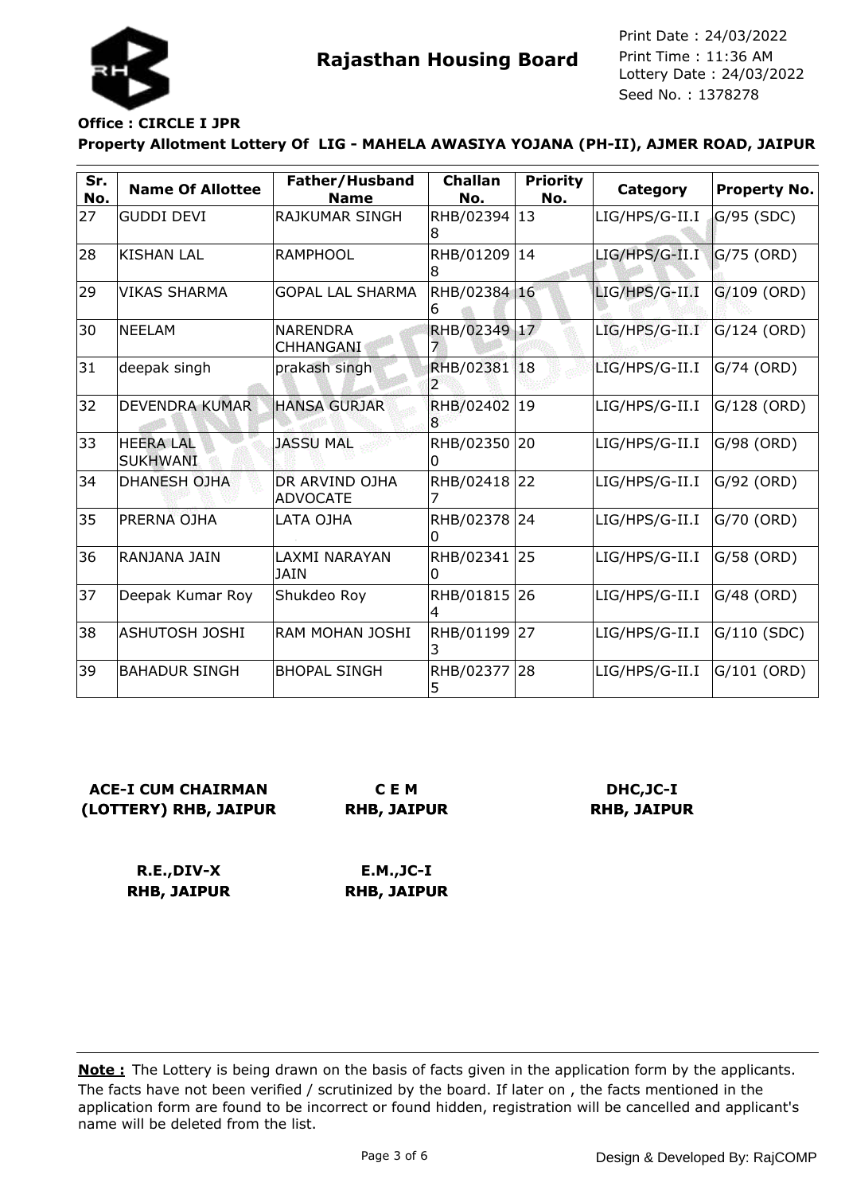**Rajasthan Housing Board**

Print Date : 24/03/2022
Print Time : 11:36 AM
Lottery Date : 24/03/2022
Seed No. : 1378278

**Office : CIRCLE I JPR**

**Property Allotment Lottery Of LIG - MAHELA AWASIYA YOJANA (PH-II), AJMER ROAD, JAIPUR**

| Sr. No. | Name Of Allottee | Father/Husband Name | Challan No. | Priority No. | Category | Property No. |
|---|---|---|---|---|---|---|
| 27 | GUDDI DEVI | RAJKUMAR SINGH | RHB/023948 | 13 | LIG/HPS/G-II.I | G/95 (SDC) |
| 28 | KISHAN LAL | RAMPHOOL | RHB/012098 | 14 | LIG/HPS/G-II.I | G/75 (ORD) |
| 29 | VIKAS SHARMA | GOPAL LAL SHARMA | RHB/023846 | 16 | LIG/HPS/G-II.I | G/109 (ORD) |
| 30 | NEELAM | NARENDRA CHHANGANI | RHB/023497 | 17 | LIG/HPS/G-II.I | G/124 (ORD) |
| 31 | deepak singh | prakash singh | RHB/023812 | 18 | LIG/HPS/G-II.I | G/74 (ORD) |
| 32 | DEVENDRA KUMAR | HANSA GURJAR | RHB/024028 | 19 | LIG/HPS/G-II.I | G/128 (ORD) |
| 33 | HEERA LAL SUKHWANI | JASSU MAL | RHB/023500 | 20 | LIG/HPS/G-II.I | G/98 (ORD) |
| 34 | DHANESH OJHA | DR ARVIND OJHA ADVOCATE | RHB/024187 | 22 | LIG/HPS/G-II.I | G/92 (ORD) |
| 35 | PRERNA OJHA | LATA OJHA | RHB/023780 | 24 | LIG/HPS/G-II.I | G/70 (ORD) |
| 36 | RANJANA JAIN | LAXMI NARAYAN JAIN | RHB/023410 | 25 | LIG/HPS/G-II.I | G/58 (ORD) |
| 37 | Deepak Kumar Roy | Shukdeo Roy | RHB/018154 | 26 | LIG/HPS/G-II.I | G/48 (ORD) |
| 38 | ASHUTOSH JOSHI | RAM MOHAN JOSHI | RHB/011993 | 27 | LIG/HPS/G-II.I | G/110 (SDC) |
| 39 | BAHADUR SINGH | BHOPAL SINGH | RHB/023775 | 28 | LIG/HPS/G-II.I | G/101 (ORD) |

**ACE-I CUM CHAIRMAN (LOTTERY) RHB, JAIPUR**

**C E M RHB, JAIPUR**

**DHC,JC-I RHB, JAIPUR**

**R.E.,DIV-X RHB, JAIPUR**

**E.M.,JC-I RHB, JAIPUR**

**Note :** The Lottery is being drawn on the basis of facts given in the application form by the applicants. The facts have not been verified / scrutinized by the board. If later on , the facts mentioned in the application form are found to be incorrect or found hidden, registration will be cancelled and applicant's name will be deleted from the list.

Design & Developed By: RajCOMP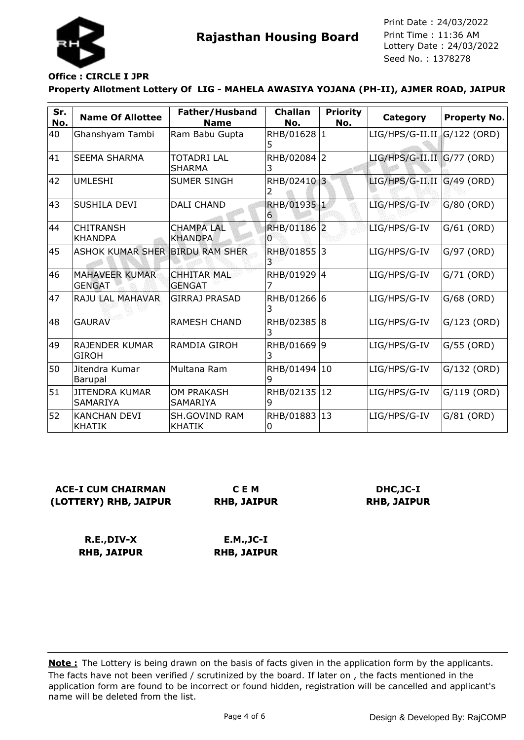# Rajasthan Housing Board

Print Date : 24/03/2022
Print Time : 11:36 AM
Lottery Date : 24/03/2022
Seed No. : 1378278

**Office : CIRCLE I JPR**

**Property Allotment Lottery Of LIG - MAHELA AWASIYA YOJANA (PH-II), AJMER ROAD, JAIPUR**

| Sr. No. | Name Of Allottee | Father/Husband Name | Challan No. | Priority No. | Category | Property No. |
|---|---|---|---|---|---|---|
| 40 | Ghanshyam Tambi | Ram Babu Gupta | RHB/016285 | 1 | LIG/HPS/G-II.II | G/122 (ORD) |
| 41 | SEEMA SHARMA | TOTADRI LAL SHARMA | RHB/020843 | 2 | LIG/HPS/G-II.II | G/77 (ORD) |
| 42 | UMLESHI | SUMER SINGH | RHB/024102 | 3 | LIG/HPS/G-II.II | G/49 (ORD) |
| 43 | SUSHILA DEVI | DALI CHAND | RHB/019356 | 1 | LIG/HPS/G-IV | G/80 (ORD) |
| 44 | CHITRANSH KHANDPA | CHAMPA LAL KHANDPA | RHB/011860 | 2 | LIG/HPS/G-IV | G/61 (ORD) |
| 45 | ASHOK KUMAR SHER | BIRDU RAM SHER | RHB/018553 | 3 | LIG/HPS/G-IV | G/97 (ORD) |
| 46 | MAHAVEER KUMAR GENGAT | CHHITAR MAL GENGAT | RHB/019297 | 4 | LIG/HPS/G-IV | G/71 (ORD) |
| 47 | RAJU LAL MAHAVAR | GIRRAJ PRASAD | RHB/012663 | 6 | LIG/HPS/G-IV | G/68 (ORD) |
| 48 | GAURAV | RAMESH CHAND | RHB/023853 | 8 | LIG/HPS/G-IV | G/123 (ORD) |
| 49 | RAJENDER KUMAR GIROH | RAMDIA GIROH | RHB/016693 | 9 | LIG/HPS/G-IV | G/55 (ORD) |
| 50 | Jitendra Kumar Barupal | Multana Ram | RHB/014949 | 10 | LIG/HPS/G-IV | G/132 (ORD) |
| 51 | JITENDRA KUMAR SAMARIYA | OM PRAKASH SAMARIYA | RHB/021359 | 12 | LIG/HPS/G-IV | G/119 (ORD) |
| 52 | KANCHAN DEVI KHATIK | SH.GOVIND RAM KHATIK | RHB/018830 | 13 | LIG/HPS/G-IV | G/81 (ORD) |

**ACE-I CUM CHAIRMAN (LOTTERY) RHB, JAIPUR**

**C E M RHB, JAIPUR**

**DHC,JC-I RHB, JAIPUR**

**R.E.,DIV-X RHB, JAIPUR**

**E.M.,JC-I RHB, JAIPUR**

**Note :** The Lottery is being drawn on the basis of facts given in the application form by the applicants. The facts have not been verified / scrutinized by the board. If later on , the facts mentioned in the application form are found to be incorrect or found hidden, registration will be cancelled and applicant's name will be deleted from the list.

Design & Developed By: RajCOMP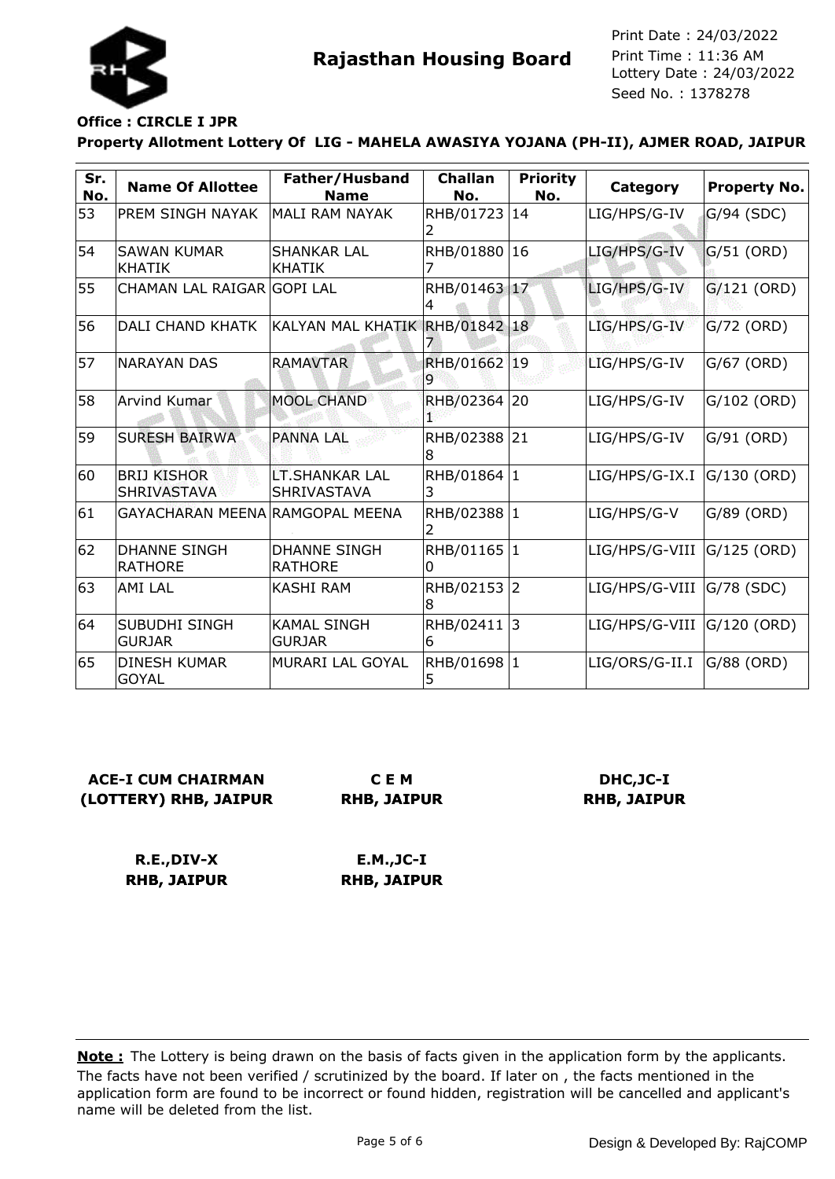**Rajasthan Housing Board**

Print Date : 24/03/2022
Print Time : 11:36 AM
Lottery Date : 24/03/2022
Seed No. : 1378278

**Office : CIRCLE I JPR**

**Property Allotment Lottery Of LIG - MAHELA AWASIYA YOJANA (PH-II), AJMER ROAD, JAIPUR**

| Sr. No. | Name Of Allottee | Father/Husband Name | Challan No. | Priority No. | Category | Property No. |
|---|---|---|---|---|---|---|
| 53 | PREM SINGH NAYAK | MALI RAM NAYAK | RHB/017232 | 14 | LIG/HPS/G-IV | G/94 (SDC) |
| 54 | SAWAN KUMAR KHATIK | SHANKAR LAL KHATIK | RHB/018807 | 16 | LIG/HPS/G-IV | G/51 (ORD) |
| 55 | CHAMAN LAL RAIGAR | GOPI LAL | RHB/014634 | 17 | LIG/HPS/G-IV | G/121 (ORD) |
| 56 | DALI CHAND KHATK | KALYAN MAL KHATIK | RHB/018427 | 18 | LIG/HPS/G-IV | G/72 (ORD) |
| 57 | NARAYAN DAS | RAMAVTAR | RHB/016629 | 19 | LIG/HPS/G-IV | G/67 (ORD) |
| 58 | Arvind Kumar | MOOL CHAND | RHB/023641 | 20 | LIG/HPS/G-IV | G/102 (ORD) |
| 59 | SURESH BAIRWA | PANNA LAL | RHB/023888 | 21 | LIG/HPS/G-IV | G/91 (ORD) |
| 60 | BRIJ KISHOR SHRIVASTAVA | LT.SHANKAR LAL SHRIVASTAVA | RHB/018643 | 1 | LIG/HPS/G-IX.I | G/130 (ORD) |
| 61 | GAYACHARAN MEENA | RAMGOPAL MEENA | RHB/023882 | 1 | LIG/HPS/G-V | G/89 (ORD) |
| 62 | DHANNE SINGH RATHORE | DHANNE SINGH RATHORE | RHB/011650 | 1 | LIG/HPS/G-VIII | G/125 (ORD) |
| 63 | AMI LAL | KASHI RAM | RHB/021538 | 2 | LIG/HPS/G-VIII | G/78 (SDC) |
| 64 | SUBUDHI SINGH GURJAR | KAMAL SINGH GURJAR | RHB/024116 | 3 | LIG/HPS/G-VIII | G/120 (ORD) |
| 65 | DINESH KUMAR GOYAL | MURARI LAL GOYAL | RHB/016985 | 1 | LIG/ORS/G-II.I | G/88 (ORD) |

**ACE-I CUM CHAIRMAN (LOTTERY) RHB, JAIPUR**

**C E M RHB, JAIPUR**

**DHC,JC-I RHB, JAIPUR**

**R.E.,DIV-X RHB, JAIPUR**

**E.M.,JC-I RHB, JAIPUR**

**Note :** The Lottery is being drawn on the basis of facts given in the application form by the applicants. The facts have not been verified / scrutinized by the board. If later on , the facts mentioned in the application form are found to be incorrect or found hidden, registration will be cancelled and applicant's name will be deleted from the list.

Design & Developed By: RajCOMP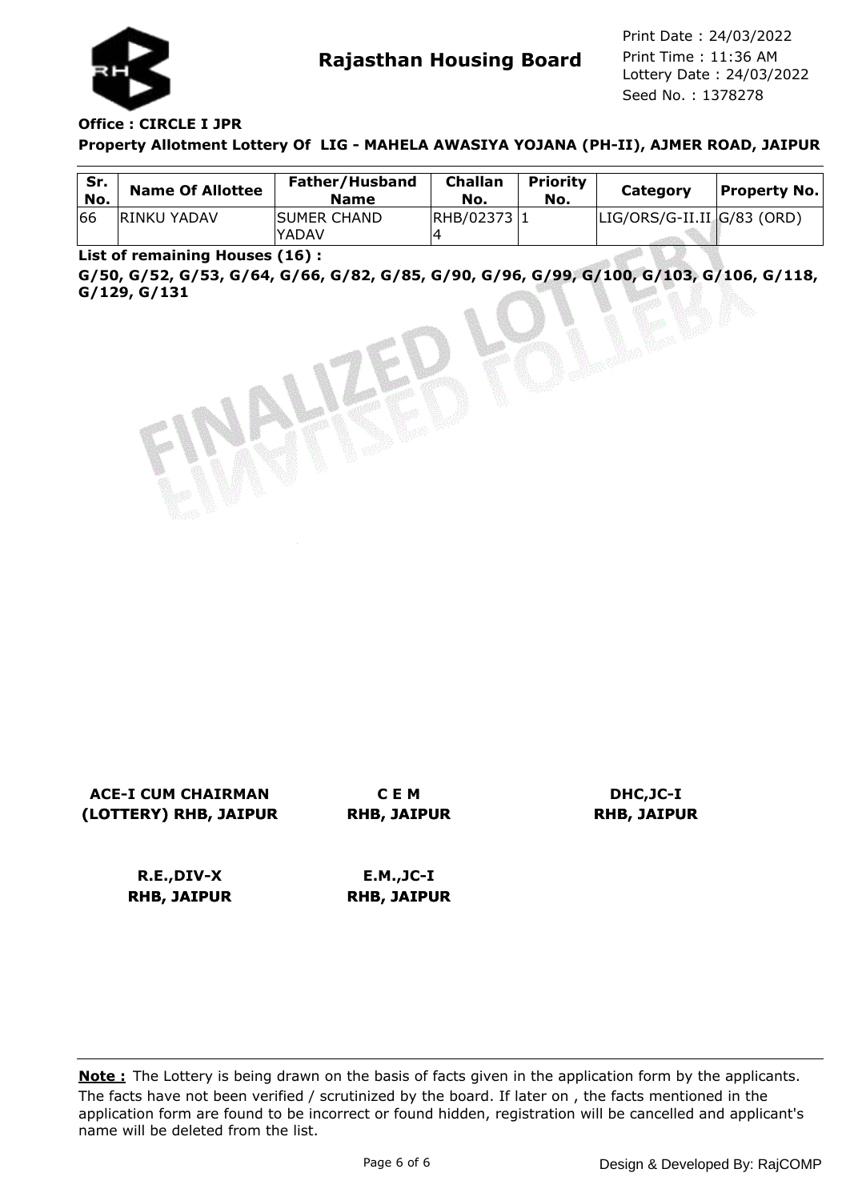**Rajasthan Housing Board**

Print Date : 24/03/2022
Print Time : 11:36 AM
Lottery Date : 24/03/2022
Seed No. : 1378278

**Office : CIRCLE I JPR**

**Property Allotment Lottery Of LIG - MAHELA AWASIYA YOJANA (PH-II), AJMER ROAD, JAIPUR**

| Sr. No. | Name Of Allottee | Father/Husband Name | Challan No. | Priority No. | Category | Property No. |
|---|---|---|---|---|---|---|
| 66 | RINKU YADAV | SUMER CHAND YADAV | RHB/023734 | 1 | LIG/ORS/G-II.II | G/83 (ORD) |

**List of remaining Houses (16) :**

**G/50, G/52, G/53, G/64, G/66, G/82, G/85, G/90, G/96, G/99, G/100, G/103, G/106, G/118, G/129, G/131**

**ACE-I CUM CHAIRMAN (LOTTERY) RHB, JAIPUR**

**C E M RHB, JAIPUR**

**DHC,JC-I RHB, JAIPUR**

**R.E.,DIV-X RHB, JAIPUR**

**E.M.,JC-I RHB, JAIPUR**

**Note :** The Lottery is being drawn on the basis of facts given in the application form by the applicants. The facts have not been verified / scrutinized by the board. If later on , the facts mentioned in the application form are found to be incorrect or found hidden, registration will be cancelled and applicant's name will be deleted from the list.

Design & Developed By: RajCOMP